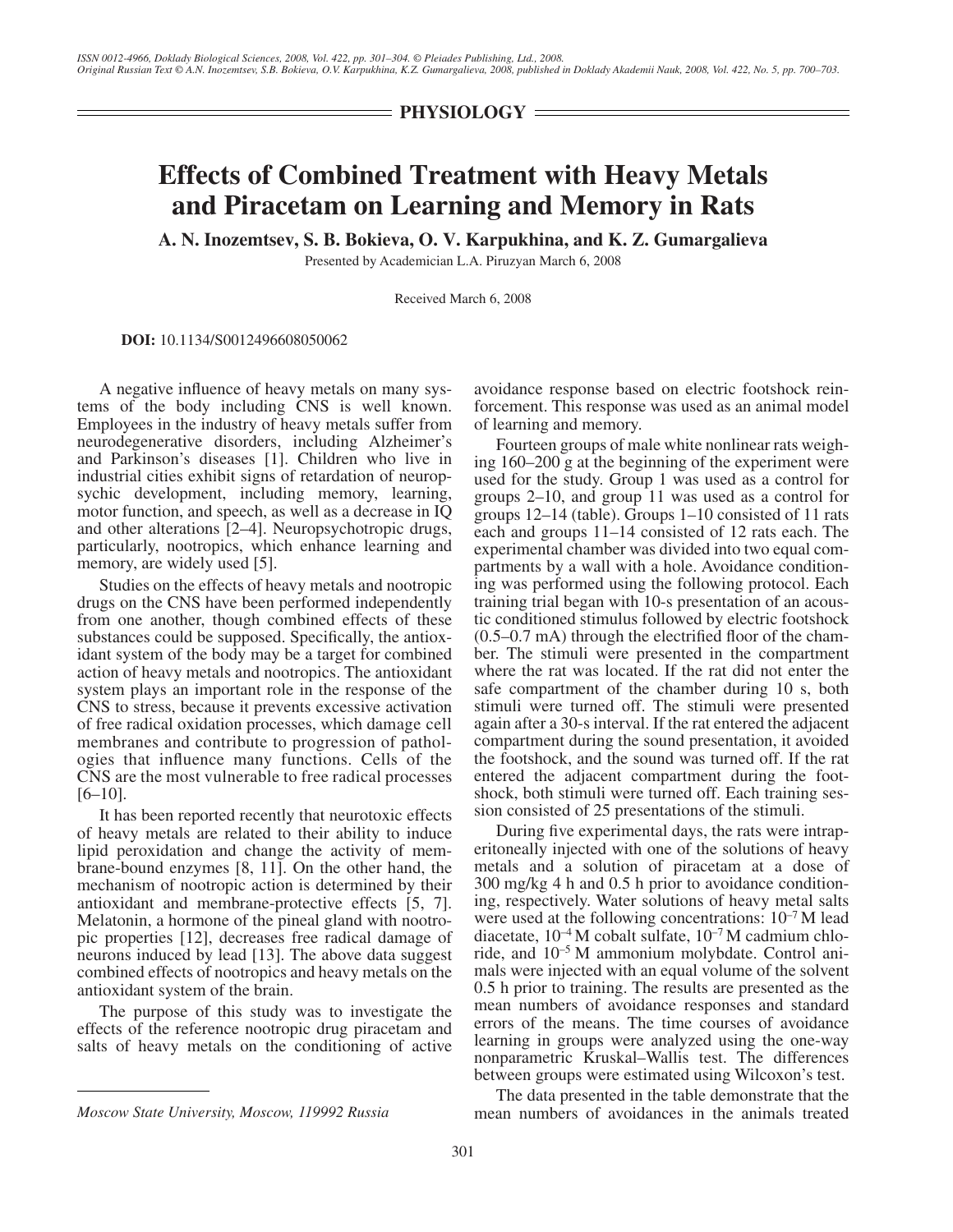PHYSIOLOGY

# Effects of Combined Treatment with Heavy Metals and Piracetam on Learning and Memory in Rats

**A. N. Inozemtsev, S. B. Bokieva, O. V. Karpukhina, and K. Z. Gumargalieva**

Presented by Academician L.A. Piruzyan March 6, 2008

Received March 6, 2008

**DOI:** 10.1134/S0012496608050062

A negative influence of heavy metals on many systems of the body including CNS is well known. Employees in the industry of heavy metals suffer from neurodegenerative disorders, including Alzheimer's and Parkinson's diseases [1]. Children who live in industrial cities exhibit signs of retardation of neuropsychic development, including memory, learning, motor function, and speech, as well as a decrease in IQ and other alterations [2–4]. Neuropsychotropic drugs, particularly, nootropics, which enhance learning and memory, are widely used [5].

Studies on the effects of heavy metals and nootropic drugs on the CNS have been performed independently from one another, though combined effects of these substances could be supposed. Specifically, the antioxidant system of the body may be a target for combined action of heavy metals and nootropics. The antioxidant system plays an important role in the response of the CNS to stress, because it prevents excessive activation of free radical oxidation processes, which damage cell membranes and contribute to progression of pathologies that influence many functions. Cells of the CNS are the most vulnerable to free radical processes [6–10].

It has been reported recently that neurotoxic effects of heavy metals are related to their ability to induce lipid peroxidation and change the activity of membrane-bound enzymes [8, 11]. On the other hand, the mechanism of nootropic action is determined by their antioxidant and membrane-protective effects [5, 7]. Melatonin, a hormone of the pineal gland with nootropic properties [12], decreases free radical damage of neurons induced by lead [13]. The above data suggest combined effects of nootropics and heavy metals on the antioxidant system of the brain.

The purpose of this study was to investigate the effects of the reference nootropic drug piracetam and salts of heavy metals on the conditioning of active avoidance response based on electric footshock reinforcement. This response was used as an animal model of learning and memory.

Fourteen groups of male white nonlinear rats weighing 160–200 g at the beginning of the experiment were used for the study. Group 1 was used as a control for groups 2–10, and group 11 was used as a control for groups 12–14 (table). Groups 1–10 consisted of 11 rats each and groups 11–14 consisted of 12 rats each. The experimental chamber was divided into two equal compartments by a wall with a hole. Avoidance conditioning was performed using the following protocol. Each training trial began with 10-s presentation of an acoustic conditioned stimulus followed by electric footshock (0.5–0.7 mA) through the electrified floor of the chamber. The stimuli were presented in the compartment where the rat was located. If the rat did not enter the safe compartment of the chamber during 10 s, both stimuli were turned off. The stimuli were presented again after a 30-s interval. If the rat entered the adjacent compartment during the sound presentation, it avoided the footshock, and the sound was turned off. If the rat entered the adjacent compartment during the footshock, both stimuli were turned off. Each training session consisted of 25 presentations of the stimuli.

During five experimental days, the rats were intraperitoneally injected with one of the solutions of heavy metals and a solution of piracetam at a dose of 300 mg/kg 4 h and 0.5 h prior to avoidance conditioning, respectively. Water solutions of heavy metal salts were used at the following concentrations: $10^{-7}$ M lead diacetate, $10^{-4}$ M cobalt sulfate, $10^{-7}$ M cadmium chloride, and $10^{-5}$ M ammonium molybdate. Control animals were injected with an equal volume of the solvent 0.5 h prior to training. The results are presented as the mean numbers of avoidance responses and standard errors of the means. The time courses of avoidance learning in groups were analyzed using the one-way nonparametric Kruskal–Wallis test. The differences between groups were estimated using Wilcoxon's test.

The data presented in the table demonstrate that the mean numbers of avoidances in the animals treated

*Moscow State University, Moscow, 119992 Russia*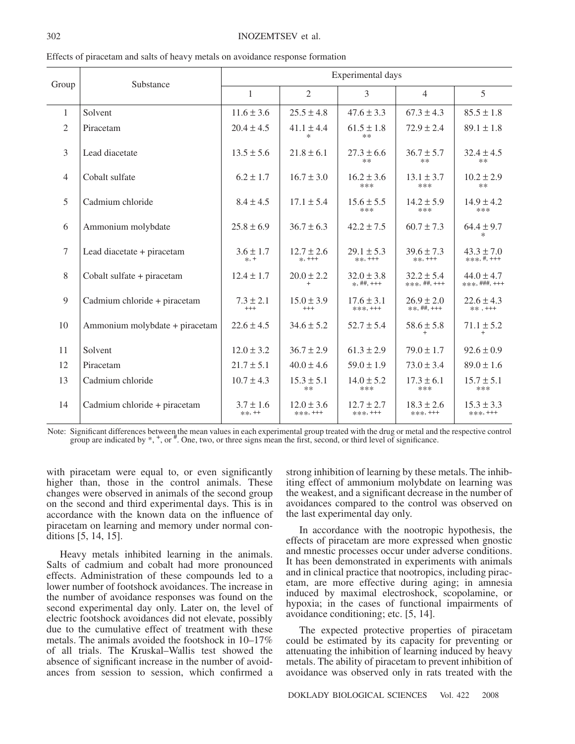Effects of piracetam and salts of heavy metals on avoidance response formation

| Group | Substance | Experimental days | | | | |
|---|---|---|---|---|---|---|
| | | 1 | 2 | 3 | 4 | 5 |
| 1 | Solvent | 11.6 ± 3.6 | 25.5 ± 4.8 | 47.6 ± 3.3 | 67.3 ± 4.3 | 85.5 ± 1.8 |
| 2 | Piracetam | 20.4 ± 4.5 | 41.1 ± 4.4 * | 61.5 ± 1.8 ** | 72.9 ± 2.4 | 89.1 ± 1.8 |
| 3 | Lead diacetate | 13.5 ± 5.6 | 21.8 ± 6.1 | 27.3 ± 6.6 ** | 36.7 ± 5.7 ** | 32.4 ± 4.5 ** |
| 4 | Cobalt sulfate | 6.2 ± 1.7 | 16.7 ± 3.0 | 16.2 ± 3.6 *** | 13.1 ± 3.7 *** | 10.2 ± 2.9 ** |
| 5 | Cadmium chloride | 8.4 ± 4.5 | 17.1 ± 5.4 | 15.6 ± 5.5 *** | 14.2 ± 5.9 *** | 14.9 ± 4.2 *** |
| 6 | Ammonium molybdate | 25.8 ± 6.9 | 36.7 ± 6.3 | 42.2 ± 7.5 | 60.7 ± 7.3 | 64.4 ± 9.7 * |
| 7 | Lead diacetate + piracetam | 3.6 ± 1.7 *, + | 12.7 ± 2.6 *, +++ | 29.1 ± 5.3 **, +++ | 39.6 ± 7.3 **, +++ | 43.3 ± 7.0 ***, #, +++ |
| 8 | Cobalt sulfate + piracetam | 12.4 ± 1.7 | 20.0 ± 2.2 + | 32.0 ± 3.8 *, ##, +++ | 32.2 ± 5.4 ***, ##, +++ | 44.0 ± 4.7 ***, ###, +++ |
| 9 | Cadmium chloride + piracetam | 7.3 ± 2.1 +++ | 15.0 ± 3.9 +++ | 17.6 ± 3.1 ***, +++ | 26.9 ± 2.0 **, ##, +++ | 22.6 ± 4.3 ** , +++ |
| 10 | Ammonium molybdate + piracetam | 22.6 ± 4.5 | 34.6 ± 5.2 | 52.7 ± 5.4 | 58.6 ± 5.8 + | 71.1 ± 5.2 + |
| 11 | Solvent | 12.0 ± 3.2 | 36.7 ± 2.9 | 61.3 ± 2.9 | 79.0 ± 1.7 | 92.6 ± 0.9 |
| 12 | Piracetam | 21.7 ± 5.1 | 40.0 ± 4.6 | 59.0 ± 1.9 | 73.0 ± 3.4 | 89.0 ± 1.6 |
| 13 | Cadmium chloride | 10.7 ± 4.3 | 15.3 ± 5.1 ** | 14.0 ± 5.2 *** | 17.3 ± 6.1 *** | 15.7 ± 5.1 *** |
| 14 | Cadmium chloride + piracetam | 3.7 ± 1.6 **, ++ | 12.0 ± 3.6 ***, +++ | 12.7 ± 2.7 ***, +++ | 18.3 ± 2.6 ***, +++ | 15.3 ± 3.3 ***, +++ |

Note: Significant differences between the mean values in each experimental group treated with the drug or metal and the respective control group are indicated by *, +, or #. One, two, or three signs mean the first, second, or third level of significance.

with piracetam were equal to, or even significantly higher than, those in the control animals. These changes were observed in animals of the second group on the second and third experimental days. This is in accordance with the known data on the influence of piracetam on learning and memory under normal conditions [5, 14, 15].

Heavy metals inhibited learning in the animals. Salts of cadmium and cobalt had more pronounced effects. Administration of these compounds led to a lower number of footshock avoidances. The increase in the number of avoidance responses was found on the second experimental day only. Later on, the level of electric footshock avoidances did not elevate, possibly due to the cumulative effect of treatment with these metals. The animals avoided the footshock in 10–17% of all trials. The Kruskal–Wallis test showed the absence of significant increase in the number of avoidances from session to session, which confirmed a strong inhibition of learning by these metals. The inhibiting effect of ammonium molybdate on learning was the weakest, and a significant decrease in the number of avoidances compared to the control was observed on the last experimental day only.

In accordance with the nootropic hypothesis, the effects of piracetam are more expressed when gnostic and mnestic processes occur under adverse conditions. It has been demonstrated in experiments with animals and in clinical practice that nootropics, including piracetam, are more effective during aging; in amnesia induced by maximal electroshock, scopolamine, or hypoxia; in the cases of functional impairments of avoidance conditioning; etc. [5, 14].

The expected protective properties of piracetam could be estimated by its capacity for preventing or attenuating the inhibition of learning induced by heavy metals. The ability of piracetam to prevent inhibition of avoidance was observed only in rats treated with the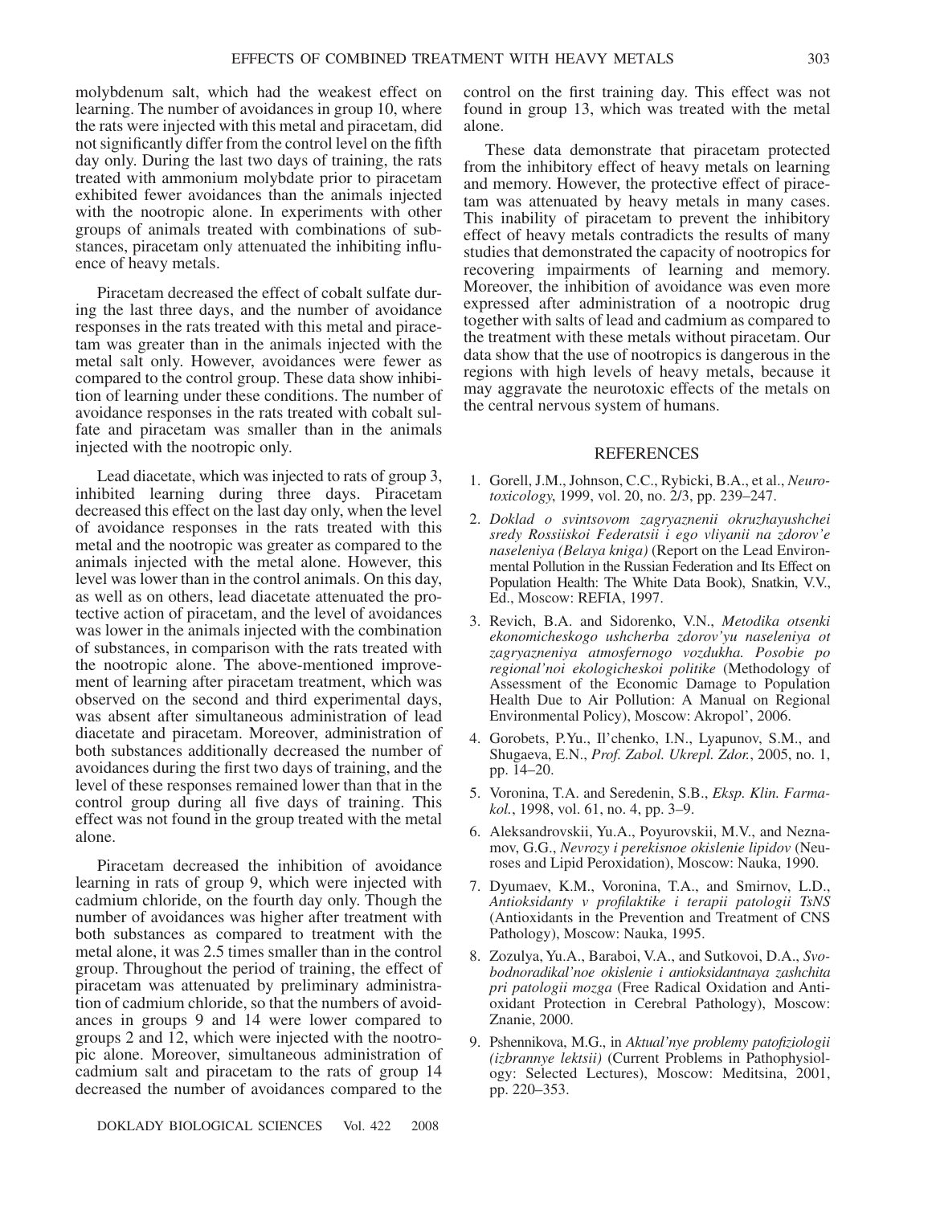molybdenum salt, which had the weakest effect on learning. The number of avoidances in group 10, where the rats were injected with this metal and piracetam, did not significantly differ from the control level on the fifth day only. During the last two days of training, the rats treated with ammonium molybdate prior to piracetam exhibited fewer avoidances than the animals injected with the nootropic alone. In experiments with other groups of animals treated with combinations of substances, piracetam only attenuated the inhibiting influence of heavy metals.

Piracetam decreased the effect of cobalt sulfate during the last three days, and the number of avoidance responses in the rats treated with this metal and piracetam was greater than in the animals injected with the metal salt only. However, avoidances were fewer as compared to the control group. These data show inhibition of learning under these conditions. The number of avoidance responses in the rats treated with cobalt sulfate and piracetam was smaller than in the animals injected with the nootropic only.

Lead diacetate, which was injected to rats of group 3, inhibited learning during three days. Piracetam decreased this effect on the last day only, when the level of avoidance responses in the rats treated with this metal and the nootropic was greater as compared to the animals injected with the metal alone. However, this level was lower than in the control animals. On this day, as well as on others, lead diacetate attenuated the protective action of piracetam, and the level of avoidances was lower in the animals injected with the combination of substances, in comparison with the rats treated with the nootropic alone. The above-mentioned improvement of learning after piracetam treatment, which was observed on the second and third experimental days, was absent after simultaneous administration of lead diacetate and piracetam. Moreover, administration of both substances additionally decreased the number of avoidances during the first two days of training, and the level of these responses remained lower than that in the control group during all five days of training. This effect was not found in the group treated with the metal alone.

Piracetam decreased the inhibition of avoidance learning in rats of group 9, which were injected with cadmium chloride, on the fourth day only. Though the number of avoidances was higher after treatment with both substances as compared to treatment with the metal alone, it was 2.5 times smaller than in the control group. Throughout the period of training, the effect of piracetam was attenuated by preliminary administration of cadmium chloride, so that the numbers of avoidances in groups 9 and 14 were lower compared to groups 2 and 12, which were injected with the nootropic alone. Moreover, simultaneous administration of cadmium salt and piracetam to the rats of group 14 decreased the number of avoidances compared to the control on the first training day. This effect was not found in group 13, which was treated with the metal alone.

These data demonstrate that piracetam protected from the inhibitory effect of heavy metals on learning and memory. However, the protective effect of piracetam was attenuated by heavy metals in many cases. This inability of piracetam to prevent the inhibitory effect of heavy metals contradicts the results of many studies that demonstrated the capacity of nootropics for recovering impairments of learning and memory. Moreover, the inhibition of avoidance was even more expressed after administration of a nootropic drug together with salts of lead and cadmium as compared to the treatment with these metals without piracetam. Our data show that the use of nootropics is dangerous in the regions with high levels of heavy metals, because it may aggravate the neurotoxic effects of the metals on the central nervous system of humans.

## REFERENCES

1. Gorell, J.M., Johnson, C.C., Rybicki, B.A., et al., *Neurotoxicology*, 1999, vol. 20, no. 2/3, pp. 239–247.
2. *Doklad o svintsovom zagryaznenii okruzhayushchei sredy Rossiiskoi Federatsii i ego vliyanii na zdorov'e naseleniya (Belaya kniga)* (Report on the Lead Environmental Pollution in the Russian Federation and Its Effect on Population Health: The White Data Book), Snatkin, V.V., Ed., Moscow: REFIA, 1997.
3. Revich, B.A. and Sidorenko, V.N., *Metodika otsenki ekonomicheskogo ushcherba zdorov'yu naseleniya ot zagryazneniya atmosfernogo vozdukha. Posobie po regional'noi ekologicheskoi politike* (Methodology of Assessment of the Economic Damage to Population Health Due to Air Pollution: A Manual on Regional Environmental Policy), Moscow: Akropol', 2006.
4. Gorobets, P.Yu., Il'chenko, I.N., Lyapunov, S.M., and Shugaeva, E.N., *Prof. Zabol. Ukrepl. Zdor.*, 2005, no. 1, pp. 14–20.
5. Voronina, T.A. and Seredenin, S.B., *Eksp. Klin. Farmakol.*, 1998, vol. 61, no. 4, pp. 3–9.
6. Aleksandrovskii, Yu.A., Poyurovskii, M.V., and Neznamov, G.G., *Nevrozy i perekisnoe okislenie lipidov* (Neuroses and Lipid Peroxidation), Moscow: Nauka, 1990.
7. Dyumaev, K.M., Voronina, T.A., and Smirnov, L.D., *Antioksidanty v profilaktike i terapii patologii TsNS* (Antioxidants in the Prevention and Treatment of CNS Pathology), Moscow: Nauka, 1995.
8. Zozulya, Yu.A., Baraboi, V.A., and Sutkovoi, D.A., *Svobodnoradikal'noe okislenie i antioksidantnaya zashchita pri patologii mozga* (Free Radical Oxidation and Antioxidant Protection in Cerebral Pathology), Moscow: Znanie, 2000.
9. Pshennikova, M.G., in *Aktual'nye problemy patofiziologii (izbrannye lektsii)* (Current Problems in Pathophysiology: Selected Lectures), Moscow: Meditsina, 2001, pp. 220–353.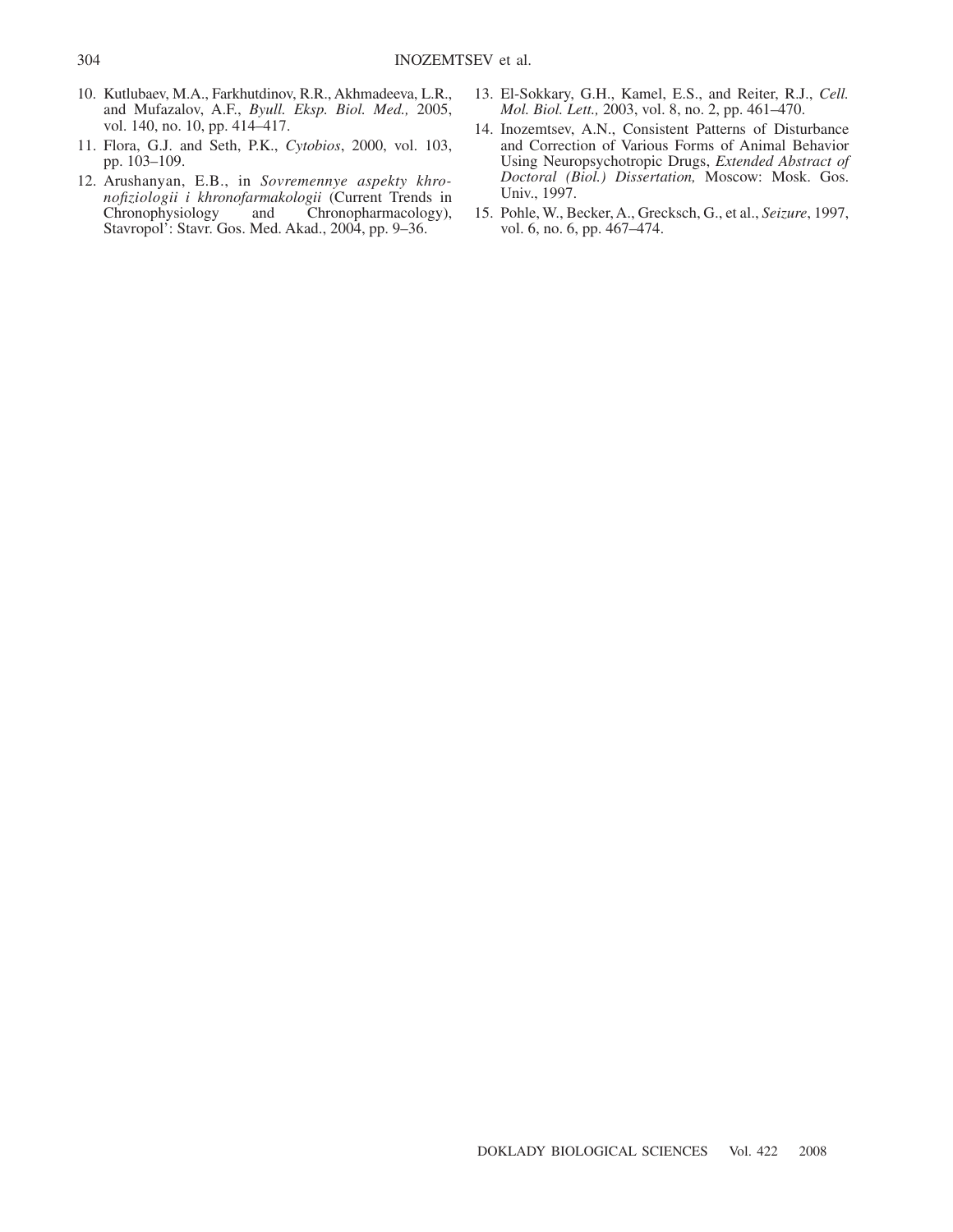10. Kutlubaev, M.A., Farkhutdinov, R.R., Akhmadeeva, L.R., and Mufazalov, A.F., *Byull. Eksp. Biol. Med.,* 2005, vol. 140, no. 10, pp. 414–417.
11. Flora, G.J. and Seth, P.K., *Cytobios*, 2000, vol. 103, pp. 103–109.
12. Arushanyan, E.B., in *Sovremennye aspekty khronofiziologii i khronofarmakologii* (Current Trends in Chronophysiology and Chronopharmacology), Stavropol': Stavr. Gos. Med. Akad., 2004, pp. 9–36.
13. El-Sokkary, G.H., Kamel, E.S., and Reiter, R.J., *Cell. Mol. Biol. Lett.,* 2003, vol. 8, no. 2, pp. 461–470.
14. Inozemtsev, A.N., Consistent Patterns of Disturbance and Correction of Various Forms of Animal Behavior Using Neuropsychotropic Drugs, *Extended Abstract of Doctoral (Biol.) Dissertation,* Moscow: Mosk. Gos. Univ., 1997.
15. Pohle, W., Becker, A., Grecksch, G., et al., *Seizure*, 1997, vol. 6, no. 6, pp. 467–474.